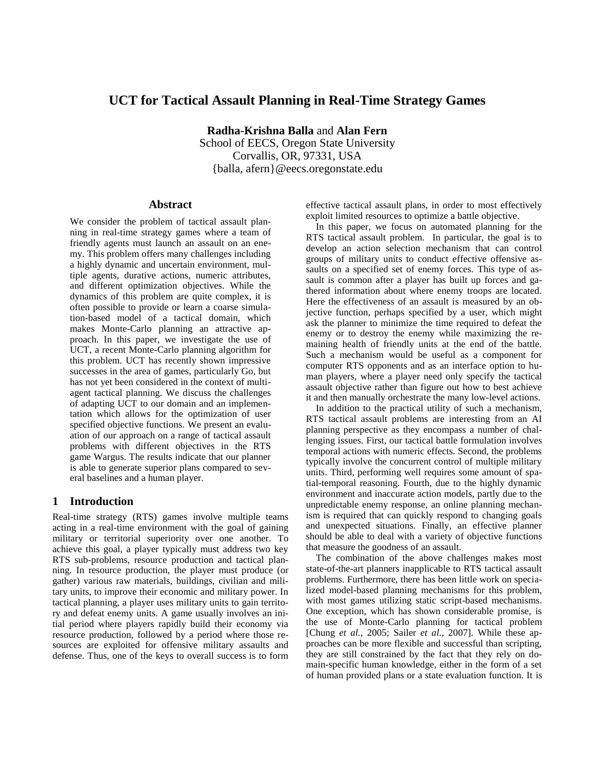# UCT for Tactical Assault Planning in Real-Time Strategy Games

**Radha-Krishna Balla** and **Alan Fern**
School of EECS, Oregon State University
Corvallis, OR, 97331, USA
{balla, afern}@eecs.oregonstate.edu

## Abstract

We consider the problem of tactical assault planning in real-time strategy games where a team of friendly agents must launch an assault on an enemy. This problem offers many challenges including a highly dynamic and uncertain environment, multiple agents, durative actions, numeric attributes, and different optimization objectives. While the dynamics of this problem are quite complex, it is often possible to provide or learn a coarse simulation-based model of a tactical domain, which makes Monte-Carlo planning an attractive approach. In this paper, we investigate the use of UCT, a recent Monte-Carlo planning algorithm for this problem. UCT has recently shown impressive successes in the area of games, particularly Go, but has not yet been considered in the context of multi-agent tactical planning. We discuss the challenges of adapting UCT to our domain and an implementation which allows for the optimization of user specified objective functions. We present an evaluation of our approach on a range of tactical assault problems with different objectives in the RTS game Wargus. The results indicate that our planner is able to generate superior plans compared to several baselines and a human player.

## 1 Introduction

Real-time strategy (RTS) games involve multiple teams acting in a real-time environment with the goal of gaining military or territorial superiority over one another. To achieve this goal, a player typically must address two key RTS sub-problems, resource production and tactical planning. In resource production, the player must produce (or gather) various raw materials, buildings, civilian and military units, to improve their economic and military power. In tactical planning, a player uses military units to gain territory and defeat enemy units. A game usually involves an initial period where players rapidly build their economy via resource production, followed by a period where those resources are exploited for offensive military assaults and defense. Thus, one of the keys to overall success is to form effective tactical assault plans, in order to most effectively exploit limited resources to optimize a battle objective.

In this paper, we focus on automated planning for the RTS tactical assault problem. In particular, the goal is to develop an action selection mechanism that can control groups of military units to conduct effective offensive assaults on a specified set of enemy forces. This type of assault is common after a player has built up forces and gathered information about where enemy troops are located. Here the effectiveness of an assault is measured by an objective function, perhaps specified by a user, which might ask the planner to minimize the time required to defeat the enemy or to destroy the enemy while maximizing the remaining health of friendly units at the end of the battle. Such a mechanism would be useful as a component for computer RTS opponents and as an interface option to human players, where a player need only specify the tactical assault objective rather than figure out how to best achieve it and then manually orchestrate the many low-level actions.

In addition to the practical utility of such a mechanism, RTS tactical assault problems are interesting from an AI planning perspective as they encompass a number of challenging issues. First, our tactical battle formulation involves temporal actions with numeric effects. Second, the problems typically involve the concurrent control of multiple military units. Third, performing well requires some amount of spatial-temporal reasoning. Fourth, due to the highly dynamic environment and inaccurate action models, partly due to the unpredictable enemy response, an online planning mechanism is required that can quickly respond to changing goals and unexpected situations. Finally, an effective planner should be able to deal with a variety of objective functions that measure the goodness of an assault.

The combination of the above challenges makes most state-of-the-art planners inapplicable to RTS tactical assault problems. Furthermore, there has been little work on specialized model-based planning mechanisms for this problem, with most games utilizing static script-based mechanisms. One exception, which has shown considerable promise, is the use of Monte-Carlo planning for tactical problem [Chung *et al.*, 2005; Sailer *et al.*, 2007]. While these approaches can be more flexible and successful than scripting, they are still constrained by the fact that they rely on domain-specific human knowledge, either in the form of a set of human provided plans or a state evaluation function. It is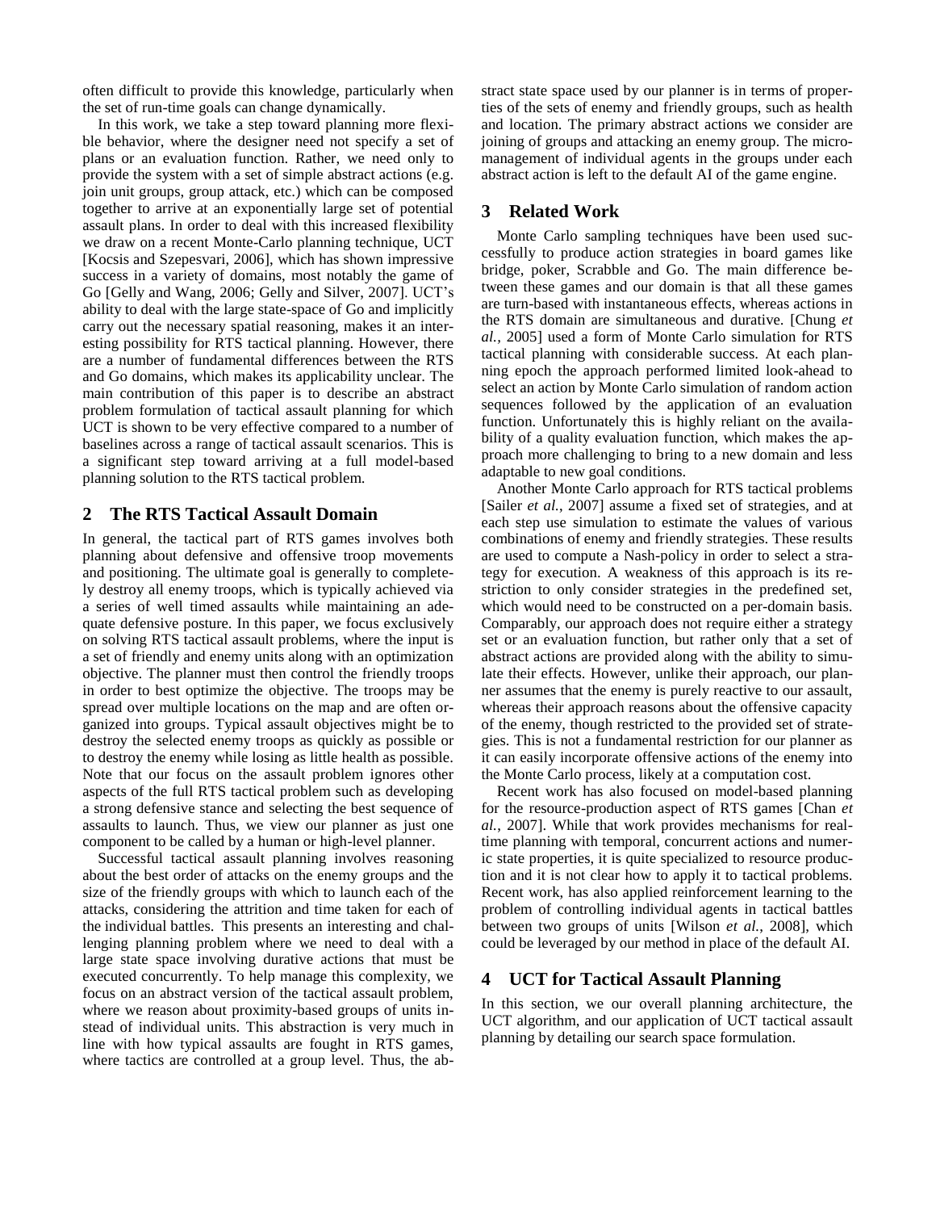often difficult to provide this knowledge, particularly when the set of run-time goals can change dynamically.

In this work, we take a step toward planning more flexible behavior, where the designer need not specify a set of plans or an evaluation function. Rather, we need only to provide the system with a set of simple abstract actions (e.g. join unit groups, group attack, etc.) which can be composed together to arrive at an exponentially large set of potential assault plans. In order to deal with this increased flexibility we draw on a recent Monte-Carlo planning technique, UCT [Kocsis and Szepesvari, 2006], which has shown impressive success in a variety of domains, most notably the game of Go [Gelly and Wang, 2006; Gelly and Silver, 2007]. UCT's ability to deal with the large state-space of Go and implicitly carry out the necessary spatial reasoning, makes it an interesting possibility for RTS tactical planning. However, there are a number of fundamental differences between the RTS and Go domains, which makes its applicability unclear. The main contribution of this paper is to describe an abstract problem formulation of tactical assault planning for which UCT is shown to be very effective compared to a number of baselines across a range of tactical assault scenarios. This is a significant step toward arriving at a full model-based planning solution to the RTS tactical problem.

## 2 The RTS Tactical Assault Domain

In general, the tactical part of RTS games involves both planning about defensive and offensive troop movements and positioning. The ultimate goal is generally to completely destroy all enemy troops, which is typically achieved via a series of well timed assaults while maintaining an adequate defensive posture. In this paper, we focus exclusively on solving RTS tactical assault problems, where the input is a set of friendly and enemy units along with an optimization objective. The planner must then control the friendly troops in order to best optimize the objective. The troops may be spread over multiple locations on the map and are often organized into groups. Typical assault objectives might be to destroy the selected enemy troops as quickly as possible or to destroy the enemy while losing as little health as possible. Note that our focus on the assault problem ignores other aspects of the full RTS tactical problem such as developing a strong defensive stance and selecting the best sequence of assaults to launch. Thus, we view our planner as just one component to be called by a human or high-level planner.

Successful tactical assault planning involves reasoning about the best order of attacks on the enemy groups and the size of the friendly groups with which to launch each of the attacks, considering the attrition and time taken for each of the individual battles. This presents an interesting and challenging planning problem where we need to deal with a large state space involving durative actions that must be executed concurrently. To help manage this complexity, we focus on an abstract version of the tactical assault problem, where we reason about proximity-based groups of units instead of individual units. This abstraction is very much in line with how typical assaults are fought in RTS games, where tactics are controlled at a group level. Thus, the abstract state space used by our planner is in terms of properties of the sets of enemy and friendly groups, such as health and location. The primary abstract actions we consider are joining of groups and attacking an enemy group. The micromanagement of individual agents in the groups under each abstract action is left to the default AI of the game engine.

## 3 Related Work

Monte Carlo sampling techniques have been used successfully to produce action strategies in board games like bridge, poker, Scrabble and Go. The main difference between these games and our domain is that all these games are turn-based with instantaneous effects, whereas actions in the RTS domain are simultaneous and durative. [Chung *et al.*, 2005] used a form of Monte Carlo simulation for RTS tactical planning with considerable success. At each planning epoch the approach performed limited look-ahead to select an action by Monte Carlo simulation of random action sequences followed by the application of an evaluation function. Unfortunately this is highly reliant on the availability of a quality evaluation function, which makes the approach more challenging to bring to a new domain and less adaptable to new goal conditions.

Another Monte Carlo approach for RTS tactical problems [Sailer *et al.*, 2007] assume a fixed set of strategies, and at each step use simulation to estimate the values of various combinations of enemy and friendly strategies. These results are used to compute a Nash-policy in order to select a strategy for execution. A weakness of this approach is its restriction to only consider strategies in the predefined set, which would need to be constructed on a per-domain basis. Comparably, our approach does not require either a strategy set or an evaluation function, but rather only that a set of abstract actions are provided along with the ability to simulate their effects. However, unlike their approach, our planner assumes that the enemy is purely reactive to our assault, whereas their approach reasons about the offensive capacity of the enemy, though restricted to the provided set of strategies. This is not a fundamental restriction for our planner as it can easily incorporate offensive actions of the enemy into the Monte Carlo process, likely at a computation cost.

Recent work has also focused on model-based planning for the resource-production aspect of RTS games [Chan *et al.*, 2007]. While that work provides mechanisms for real-time planning with temporal, concurrent actions and numeric state properties, it is quite specialized to resource production and it is not clear how to apply it to tactical problems. Recent work, has also applied reinforcement learning to the problem of controlling individual agents in tactical battles between two groups of units [Wilson *et al.*, 2008], which could be leveraged by our method in place of the default AI.

## 4 UCT for Tactical Assault Planning

In this section, we our overall planning architecture, the UCT algorithm, and our application of UCT tactical assault planning by detailing our search space formulation.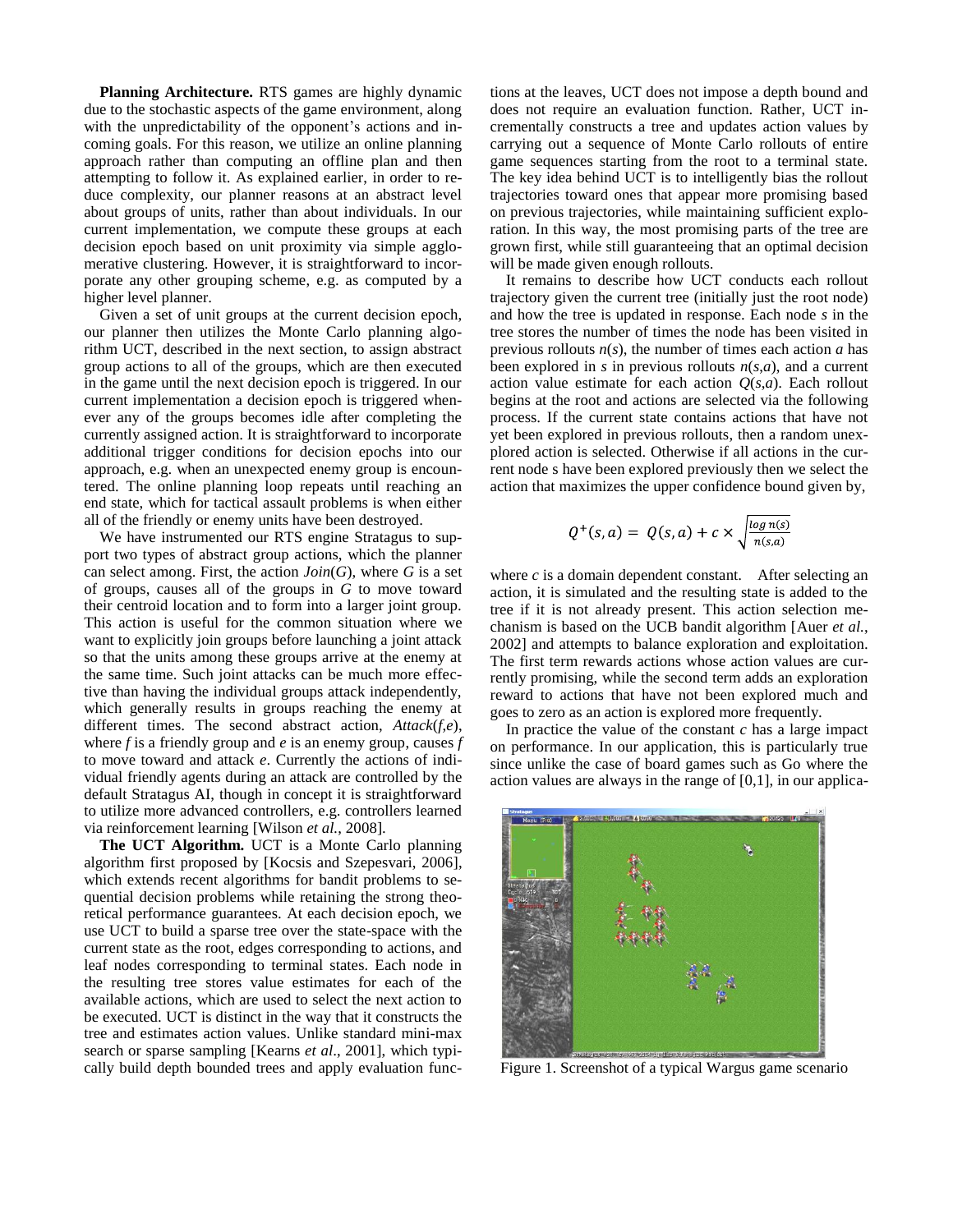**Planning Architecture.** RTS games are highly dynamic due to the stochastic aspects of the game environment, along with the unpredictability of the opponent's actions and incoming goals. For this reason, we utilize an online planning approach rather than computing an offline plan and then attempting to follow it. As explained earlier, in order to reduce complexity, our planner reasons at an abstract level about groups of units, rather than about individuals. In our current implementation, we compute these groups at each decision epoch based on unit proximity via simple agglomerative clustering. However, it is straightforward to incorporate any other grouping scheme, e.g. as computed by a higher level planner.

Given a set of unit groups at the current decision epoch, our planner then utilizes the Monte Carlo planning algorithm UCT, described in the next section, to assign abstract group actions to all of the groups, which are then executed in the game until the next decision epoch is triggered. In our current implementation a decision epoch is triggered whenever any of the groups becomes idle after completing the currently assigned action. It is straightforward to incorporate additional trigger conditions for decision epochs into our approach, e.g. when an unexpected enemy group is encountered. The online planning loop repeats until reaching an end state, which for tactical assault problems is when either all of the friendly or enemy units have been destroyed.

We have instrumented our RTS engine Stratagus to support two types of abstract group actions, which the planner can select among. First, the action *Join*(*G*), where *G* is a set of groups, causes all of the groups in *G* to move toward their centroid location and to form into a larger joint group. This action is useful for the common situation where we want to explicitly join groups before launching a joint attack so that the units among these groups arrive at the enemy at the same time. Such joint attacks can be much more effective than having the individual groups attack independently, which generally results in groups reaching the enemy at different times. The second abstract action, *Attack*(*f*,*e*), where *f* is a friendly group and *e* is an enemy group, causes *f* to move toward and attack *e*. Currently the actions of individual friendly agents during an attack are controlled by the default Stratagus AI, though in concept it is straightforward to utilize more advanced controllers, e.g. controllers learned via reinforcement learning [Wilson *et al.*, 2008].

**The UCT Algorithm.** UCT is a Monte Carlo planning algorithm first proposed by [Kocsis and Szepesvari, 2006], which extends recent algorithms for bandit problems to sequential decision problems while retaining the strong theoretical performance guarantees. At each decision epoch, we use UCT to build a sparse tree over the state-space with the current state as the root, edges corresponding to actions, and leaf nodes corresponding to terminal states. Each node in the resulting tree stores value estimates for each of the available actions, which are used to select the next action to be executed. UCT is distinct in the way that it constructs the tree and estimates action values. Unlike standard mini-max search or sparse sampling [Kearns *et al*., 2001], which typically build depth bounded trees and apply evaluation functions at the leaves, UCT does not impose a depth bound and does not require an evaluation function. Rather, UCT incrementally constructs a tree and updates action values by carrying out a sequence of Monte Carlo rollouts of entire game sequences starting from the root to a terminal state. The key idea behind UCT is to intelligently bias the rollout trajectories toward ones that appear more promising based on previous trajectories, while maintaining sufficient exploration. In this way, the most promising parts of the tree are grown first, while still guaranteeing that an optimal decision will be made given enough rollouts.

It remains to describe how UCT conducts each rollout trajectory given the current tree (initially just the root node) and how the tree is updated in response. Each node *s* in the tree stores the number of times the node has been visited in previous rollouts $n(s)$, the number of times each action *a* has been explored in *s* in previous rollouts $n(s,a)$, and a current action value estimate for each action $Q(s,a)$. Each rollout begins at the root and actions are selected via the following process. If the current state contains actions that have not yet been explored in previous rollouts, then a random unexplored action is selected. Otherwise if all actions in the current node s have been explored previously then we select the action that maximizes the upper confidence bound given by,

$$Q^{+}(s,a) = Q(s,a) + c \times \sqrt{\frac{\log n(s)}{n(s,a)}}$$

where *c* is a domain dependent constant. After selecting an action, it is simulated and the resulting state is added to the tree if it is not already present. This action selection mechanism is based on the UCB bandit algorithm [Auer *et al.*, 2002] and attempts to balance exploration and exploitation. The first term rewards actions whose action values are currently promising, while the second term adds an exploration reward to actions that have not been explored much and goes to zero as an action is explored more frequently.

In practice the value of the constant *c* has a large impact on performance. In our application, this is particularly true since unlike the case of board games such as Go where the action values are always in the range of [0,1], in our applica-

Figure 1. Screenshot of a typical Wargus game scenario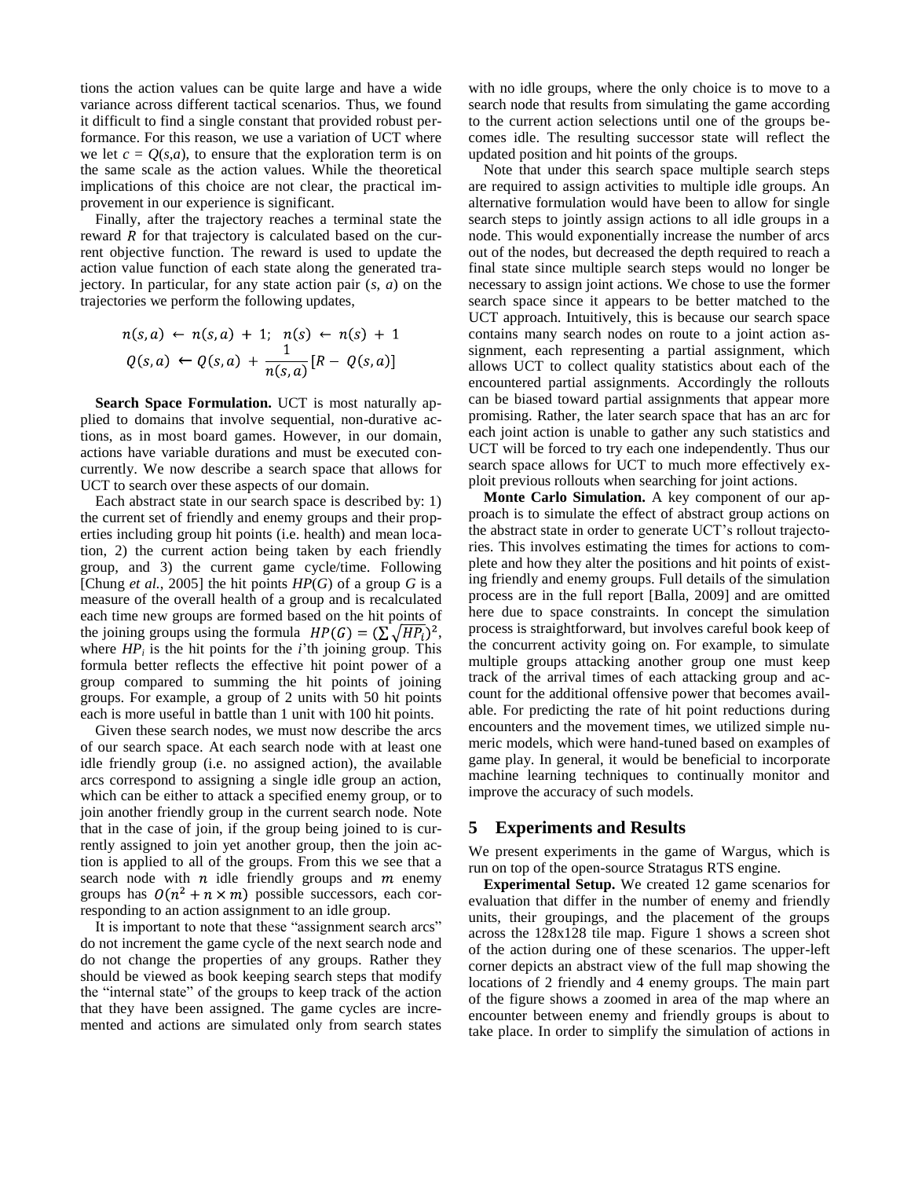tions the action values can be quite large and have a wide variance across different tactical scenarios. Thus, we found it difficult to find a single constant that provided robust performance. For this reason, we use a variation of UCT where we let $c = Q(s,a)$, to ensure that the exploration term is on the same scale as the action values. While the theoretical implications of this choice are not clear, the practical improvement in our experience is significant.

Finally, after the trajectory reaches a terminal state the reward $R$ for that trajectory is calculated based on the current objective function. The reward is used to update the action value function of each state along the generated trajectory. In particular, for any state action pair ($s$, $a$) on the trajectories we perform the following updates,

$$n(s,a) \leftarrow n(s,a) + 1; \quad n(s) \leftarrow n(s) + 1$$
$$Q(s,a) \leftarrow Q(s,a) + \frac{1}{n(s,a)}[R - Q(s,a)]$$

**Search Space Formulation.** UCT is most naturally applied to domains that involve sequential, non-durative actions, as in most board games. However, in our domain, actions have variable durations and must be executed concurrently. We now describe a search space that allows for UCT to search over these aspects of our domain.

Each abstract state in our search space is described by: 1) the current set of friendly and enemy groups and their properties including group hit points (i.e. health) and mean location, 2) the current action being taken by each friendly group, and 3) the current game cycle/time. Following [Chung *et al.*, 2005] the hit points $HP(G)$ of a group $G$ is a measure of the overall health of a group and is recalculated each time new groups are formed based on the hit points of the joining groups using the formula $HP(G) = (\sum \sqrt{HP_i})^2$, where $HP_i$ is the hit points for the $i$'th joining group. This formula better reflects the effective hit point power of a group compared to summing the hit points of joining groups. For example, a group of 2 units with 50 hit points each is more useful in battle than 1 unit with 100 hit points.

Given these search nodes, we must now describe the arcs of our search space. At each search node with at least one idle friendly group (i.e. no assigned action), the available arcs correspond to assigning a single idle group an action, which can be either to attack a specified enemy group, or to join another friendly group in the current search node. Note that in the case of join, if the group being joined to is currently assigned to join yet another group, then the join action is applied to all of the groups. From this we see that a search node with $n$ idle friendly groups and $m$ enemy groups has $O(n^2 + n \times m)$ possible successors, each corresponding to an action assignment to an idle group.

It is important to note that these "assignment search arcs" do not increment the game cycle of the next search node and do not change the properties of any groups. Rather they should be viewed as book keeping search steps that modify the "internal state" of the groups to keep track of the action that they have been assigned. The game cycles are incremented and actions are simulated only from search states with no idle groups, where the only choice is to move to a search node that results from simulating the game according to the current action selections until one of the groups becomes idle. The resulting successor state will reflect the updated position and hit points of the groups.

Note that under this search space multiple search steps are required to assign activities to multiple idle groups. An alternative formulation would have been to allow for single search steps to jointly assign actions to all idle groups in a node. This would exponentially increase the number of arcs out of the nodes, but decreased the depth required to reach a final state since multiple search steps would no longer be necessary to assign joint actions. We chose to use the former search space since it appears to be better matched to the UCT approach. Intuitively, this is because our search space contains many search nodes on route to a joint action assignment, each representing a partial assignment, which allows UCT to collect quality statistics about each of the encountered partial assignments. Accordingly the rollouts can be biased toward partial assignments that appear more promising. Rather, the later search space that has an arc for each joint action is unable to gather any such statistics and UCT will be forced to try each one independently. Thus our search space allows for UCT to much more effectively exploit previous rollouts when searching for joint actions.

**Monte Carlo Simulation.** A key component of our approach is to simulate the effect of abstract group actions on the abstract state in order to generate UCT's rollout trajectories. This involves estimating the times for actions to complete and how they alter the positions and hit points of existing friendly and enemy groups. Full details of the simulation process are in the full report [Balla, 2009] and are omitted here due to space constraints. In concept the simulation process is straightforward, but involves careful book keep of the concurrent activity going on. For example, to simulate multiple groups attacking another group one must keep track of the arrival times of each attacking group and account for the additional offensive power that becomes available. For predicting the rate of hit point reductions during encounters and the movement times, we utilized simple numeric models, which were hand-tuned based on examples of game play. In general, it would be beneficial to incorporate machine learning techniques to continually monitor and improve the accuracy of such models.

## 5 Experiments and Results

We present experiments in the game of Wargus, which is run on top of the open-source Stratagus RTS engine.

**Experimental Setup.** We created 12 game scenarios for evaluation that differ in the number of enemy and friendly units, their groupings, and the placement of the groups across the 128x128 tile map. Figure 1 shows a screen shot of the action during one of these scenarios. The upper-left corner depicts an abstract view of the full map showing the locations of 2 friendly and 4 enemy groups. The main part of the figure shows a zoomed in area of the map where an encounter between enemy and friendly groups is about to take place. In order to simplify the simulation of actions in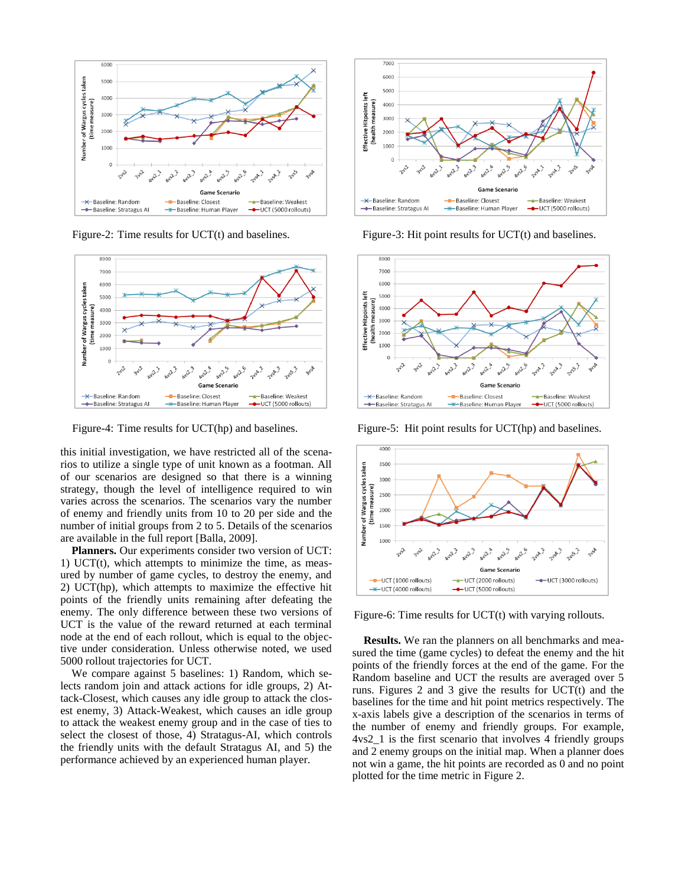Figure-2: Time results for UCT(t) and baselines.

Figure-3: Hit point results for UCT(t) and baselines.

Figure-4: Time results for UCT(hp) and baselines.

Figure-5: Hit point results for UCT(hp) and baselines.

Figure-6: Time results for UCT(t) with varying rollouts.

this initial investigation, we have restricted all of the scenarios to utilize a single type of unit known as a footman. All of our scenarios are designed so that there is a winning strategy, though the level of intelligence required to win varies across the scenarios. The scenarios vary the number of enemy and friendly units from 10 to 20 per side and the number of initial groups from 2 to 5. Details of the scenarios are available in the full report [Balla, 2009].

**Planners.** Our experiments consider two version of UCT: 1) UCT(t), which attempts to minimize the time, as measured by number of game cycles, to destroy the enemy, and 2) UCT(hp), which attempts to maximize the effective hit points of the friendly units remaining after defeating the enemy. The only difference between these two versions of UCT is the value of the reward returned at each terminal node at the end of each rollout, which is equal to the objective under consideration. Unless otherwise noted, we used 5000 rollout trajectories for UCT.

We compare against 5 baselines: 1) Random, which selects random join and attack actions for idle groups, 2) Attack-Closest, which causes any idle group to attack the closest enemy, 3) Attack-Weakest, which causes an idle group to attack the weakest enemy group and in the case of ties to select the closest of those, 4) Stratagus-AI, which controls the friendly units with the default Stratagus AI, and 5) the performance achieved by an experienced human player.

**Results.** We ran the planners on all benchmarks and measured the time (game cycles) to defeat the enemy and the hit points of the friendly forces at the end of the game. For the Random baseline and UCT the results are averaged over 5 runs. Figures 2 and 3 give the results for UCT(t) and the baselines for the time and hit point metrics respectively. The x-axis labels give a description of the scenarios in terms of the number of enemy and friendly groups. For example, 4vs2_1 is the first scenario that involves 4 friendly groups and 2 enemy groups on the initial map. When a planner does not win a game, the hit points are recorded as 0 and no point plotted for the time metric in Figure 2.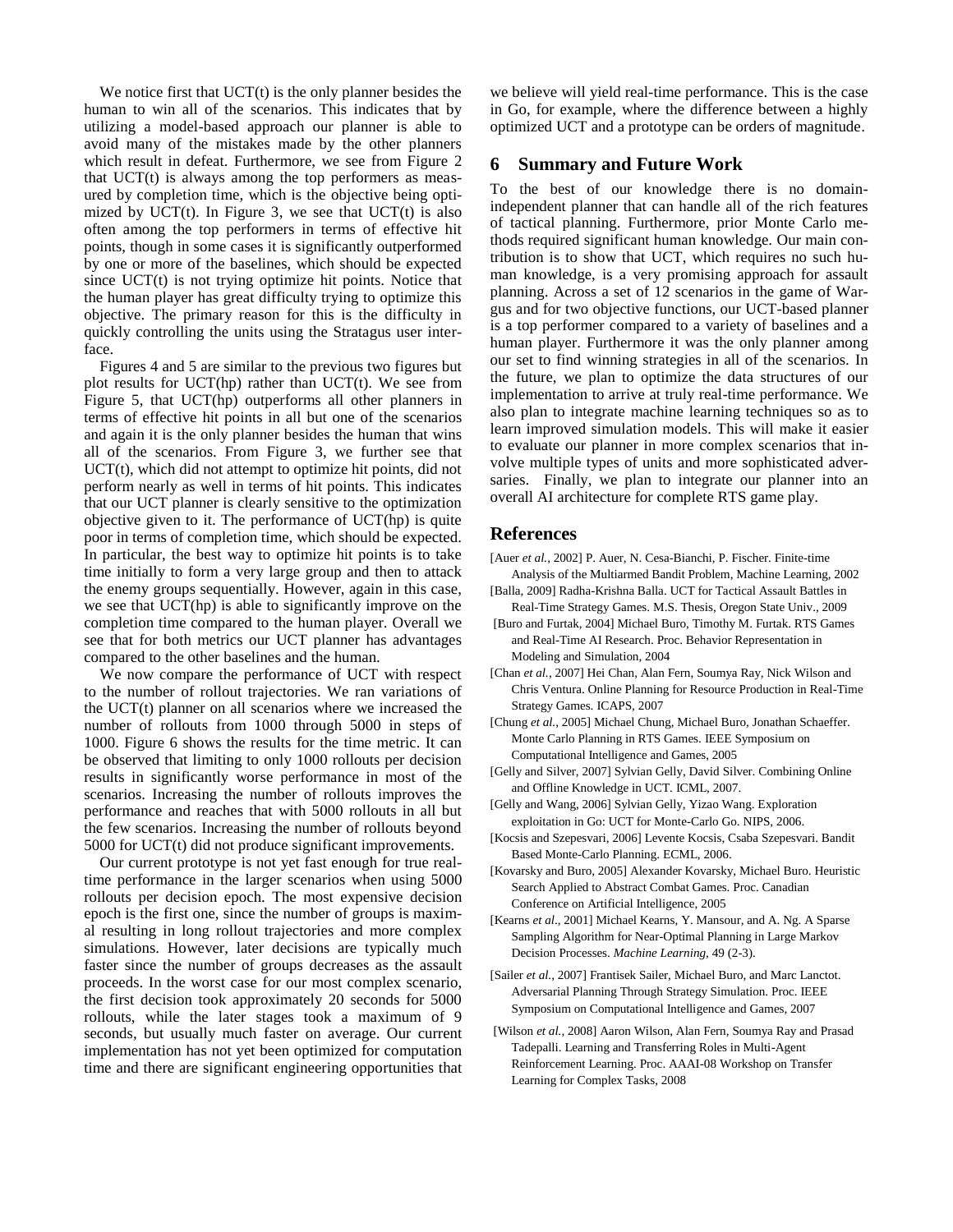We notice first that UCT(t) is the only planner besides the human to win all of the scenarios. This indicates that by utilizing a model-based approach our planner is able to avoid many of the mistakes made by the other planners which result in defeat. Furthermore, we see from Figure 2 that UCT(t) is always among the top performers as measured by completion time, which is the objective being optimized by UCT(t). In Figure 3, we see that UCT(t) is also often among the top performers in terms of effective hit points, though in some cases it is significantly outperformed by one or more of the baselines, which should be expected since UCT(t) is not trying optimize hit points. Notice that the human player has great difficulty trying to optimize this objective. The primary reason for this is the difficulty in quickly controlling the units using the Stratagus user interface.

Figures 4 and 5 are similar to the previous two figures but plot results for UCT(hp) rather than UCT(t). We see from Figure 5, that UCT(hp) outperforms all other planners in terms of effective hit points in all but one of the scenarios and again it is the only planner besides the human that wins all of the scenarios. From Figure 3, we further see that UCT(t), which did not attempt to optimize hit points, did not perform nearly as well in terms of hit points. This indicates that our UCT planner is clearly sensitive to the optimization objective given to it. The performance of UCT(hp) is quite poor in terms of completion time, which should be expected. In particular, the best way to optimize hit points is to take time initially to form a very large group and then to attack the enemy groups sequentially. However, again in this case, we see that UCT(hp) is able to significantly improve on the completion time compared to the human player. Overall we see that for both metrics our UCT planner has advantages compared to the other baselines and the human.

We now compare the performance of UCT with respect to the number of rollout trajectories. We ran variations of the UCT(t) planner on all scenarios where we increased the number of rollouts from 1000 through 5000 in steps of 1000. Figure 6 shows the results for the time metric. It can be observed that limiting to only 1000 rollouts per decision results in significantly worse performance in most of the scenarios. Increasing the number of rollouts improves the performance and reaches that with 5000 rollouts in all but the few scenarios. Increasing the number of rollouts beyond 5000 for UCT(t) did not produce significant improvements.

Our current prototype is not yet fast enough for true real-time performance in the larger scenarios when using 5000 rollouts per decision epoch. The most expensive decision epoch is the first one, since the number of groups is maximal resulting in long rollout trajectories and more complex simulations. However, later decisions are typically much faster since the number of groups decreases as the assault proceeds. In the worst case for our most complex scenario, the first decision took approximately 20 seconds for 5000 rollouts, while the later stages took a maximum of 9 seconds, but usually much faster on average. Our current implementation has not yet been optimized for computation time and there are significant engineering opportunities that we believe will yield real-time performance. This is the case in Go, for example, where the difference between a highly optimized UCT and a prototype can be orders of magnitude.

## 6 Summary and Future Work

To the best of our knowledge there is no domain-independent planner that can handle all of the rich features of tactical planning. Furthermore, prior Monte Carlo methods required significant human knowledge. Our main contribution is to show that UCT, which requires no such human knowledge, is a very promising approach for assault planning. Across a set of 12 scenarios in the game of Wargus and for two objective functions, our UCT-based planner is a top performer compared to a variety of baselines and a human player. Furthermore it was the only planner among our set to find winning strategies in all of the scenarios. In the future, we plan to optimize the data structures of our implementation to arrive at truly real-time performance. We also plan to integrate machine learning techniques so as to learn improved simulation models. This will make it easier to evaluate our planner in more complex scenarios that involve multiple types of units and more sophisticated adversaries. Finally, we plan to integrate our planner into an overall AI architecture for complete RTS game play.

## References

[Auer *et al.*, 2002] P. Auer, N. Cesa-Bianchi, P. Fischer. Finite-time Analysis of the Multiarmed Bandit Problem, Machine Learning, 2002

[Balla, 2009] Radha-Krishna Balla. UCT for Tactical Assault Battles in Real-Time Strategy Games. M.S. Thesis, Oregon State Univ., 2009

[Buro and Furtak, 2004] Michael Buro, Timothy M. Furtak. RTS Games and Real-Time AI Research. Proc. Behavior Representation in Modeling and Simulation, 2004

[Chan *et al.*, 2007] Hei Chan, Alan Fern, Soumya Ray, Nick Wilson and Chris Ventura. Online Planning for Resource Production in Real-Time Strategy Games. ICAPS, 2007

[Chung *et al.*, 2005] Michael Chung, Michael Buro, Jonathan Schaeffer. Monte Carlo Planning in RTS Games. IEEE Symposium on Computational Intelligence and Games, 2005

[Gelly and Silver, 2007] Sylvian Gelly, David Silver. Combining Online and Offline Knowledge in UCT. ICML, 2007.

[Gelly and Wang, 2006] Sylvian Gelly, Yizao Wang. Exploration exploitation in Go: UCT for Monte-Carlo Go. NIPS, 2006.

[Kocsis and Szepesvari, 2006] Levente Kocsis, Csaba Szepesvari. Bandit Based Monte-Carlo Planning. ECML, 2006.

[Kovarsky and Buro, 2005] Alexander Kovarsky, Michael Buro. Heuristic Search Applied to Abstract Combat Games. Proc. Canadian Conference on Artificial Intelligence, 2005

[Kearns *et al*., 2001] Michael Kearns, Y. Mansour, and A. Ng. A Sparse Sampling Algorithm for Near-Optimal Planning in Large Markov Decision Processes. *Machine Learning*, 49 (2-3).

[Sailer *et al.*, 2007] Frantisek Sailer, Michael Buro, and Marc Lanctot. Adversarial Planning Through Strategy Simulation. Proc. IEEE Symposium on Computational Intelligence and Games, 2007

[Wilson *et al.*, 2008] Aaron Wilson, Alan Fern, Soumya Ray and Prasad Tadepalli. Learning and Transferring Roles in Multi-Agent Reinforcement Learning. Proc. AAAI-08 Workshop on Transfer Learning for Complex Tasks, 2008